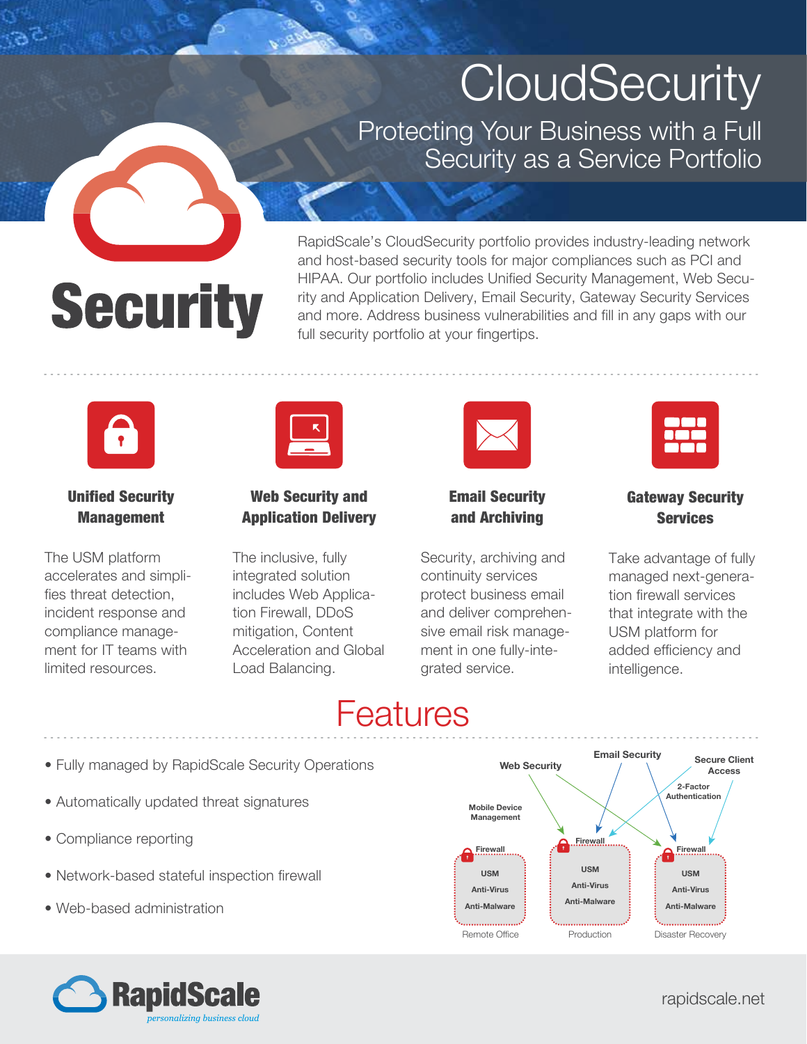# CloudSecurity

## Protecting Your Business with a Full Security as a Service Portfolio

**Security**

RapidScale's CloudSecurity portfolio provides industry-leading network and host-based security tools for major compliances such as PCI and HIPAA. Our portfolio includes Unified Security Management, Web Security and Application Delivery, Email Security, Gateway Security Services and more. Address business vulnerabilities and fill in any gaps with our full security portfolio at your fingertips.

### Unified Security Management

The USM platform accelerates and simplifies threat detection, incident response and compliance management for IT teams with limited resources.

### Web Security and Application Delivery

The inclusive, fully integrated solution includes Web Application Firewall, DDoS mitigation, Content Acceleration and Global Load Balancing.

### Email Security and Archiving

Security, archiving and continuity services protect business email and deliver comprehensive email risk management in one fully-integrated service.

### Gateway Security Services

Take advantage of fully managed next-generation firewall services that integrate with the USM platform for added efficiency and intelligence.

## Features

- Fully managed by RapidScale Security Operations
- Automatically updated threat signatures
- Compliance reporting
- Network-based stateful inspection firewall
- Web-based administration

Web Security
Email Security
Secure Client Access
2-Factor Authentication
Mobile Device Management

| | Remote Office | Production | Disaster Recovery |
|---|---|---|---|
| Firewall | Firewall | Firewall | Firewall |
| USM | USM | USM | USM |
| Anti-Virus | Anti-Virus | Anti-Virus | Anti-Virus |
| Anti-Malware | Anti-Malware | Anti-Malware | Anti-Malware |

RapidScale
*personalizing business cloud*

rapidscale.net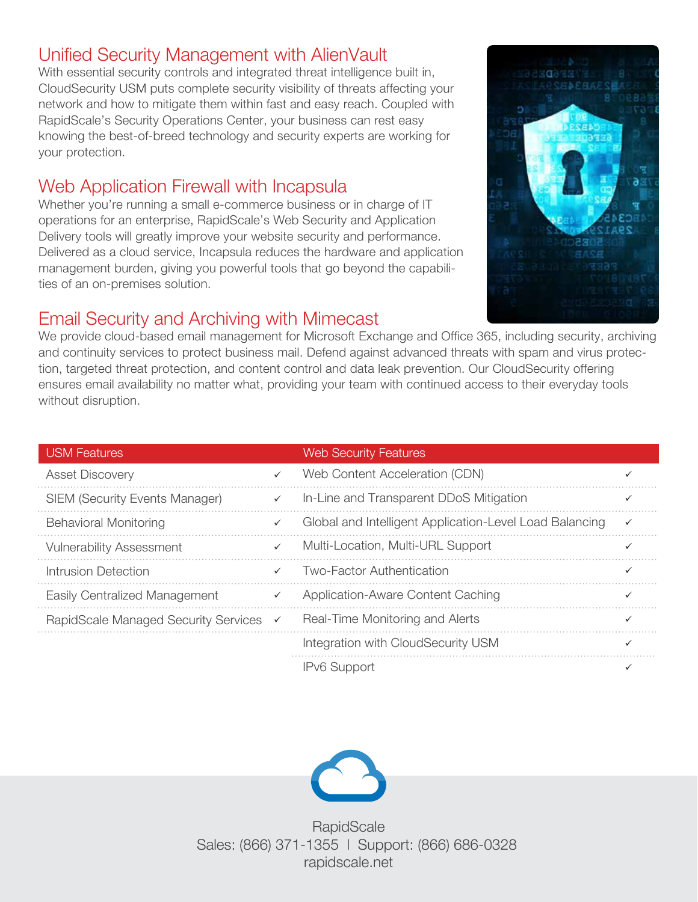## Unified Security Management with AlienVault

With essential security controls and integrated threat intelligence built in, CloudSecurity USM puts complete security visibility of threats affecting your network and how to mitigate them within fast and easy reach. Coupled with RapidScale's Security Operations Center, your business can rest easy knowing the best-of-breed technology and security experts are working for your protection.

## Web Application Firewall with Incapsula

Whether you're running a small e-commerce business or in charge of IT operations for an enterprise, RapidScale's Web Security and Application Delivery tools will greatly improve your website security and performance. Delivered as a cloud service, Incapsula reduces the hardware and application management burden, giving you powerful tools that go beyond the capabilities of an on-premises solution.

## Email Security and Archiving with Mimecast

We provide cloud-based email management for Microsoft Exchange and Office 365, including security, archiving and continuity services to protect business mail. Defend against advanced threats with spam and virus protection, targeted threat protection, and content control and data leak prevention. Our CloudSecurity offering ensures email availability no matter what, providing your team with continued access to their everyday tools without disruption.

| USM Features | |
|---|---|
| Asset Discovery | ✓ |
| SIEM (Security Events Manager) | ✓ |
| Behavioral Monitoring | ✓ |
| Vulnerability Assessment | ✓ |
| Intrusion Detection | ✓ |
| Easily Centralized Management | ✓ |
| RapidScale Managed Security Services | ✓ |

| Web Security Features | |
|---|---|
| Web Content Acceleration (CDN) | ✓ |
| In-Line and Transparent DDoS Mitigation | ✓ |
| Global and Intelligent Application-Level Load Balancing | ✓ |
| Multi-Location, Multi-URL Support | ✓ |
| Two-Factor Authentication | ✓ |
| Application-Aware Content Caching | ✓ |
| Real-Time Monitoring and Alerts | ✓ |
| Integration with CloudSecurity USM | ✓ |
| IPv6 Support | ✓ |

RapidScale
Sales: (866) 371-1355 I Support: (866) 686-0328
rapidscale.net